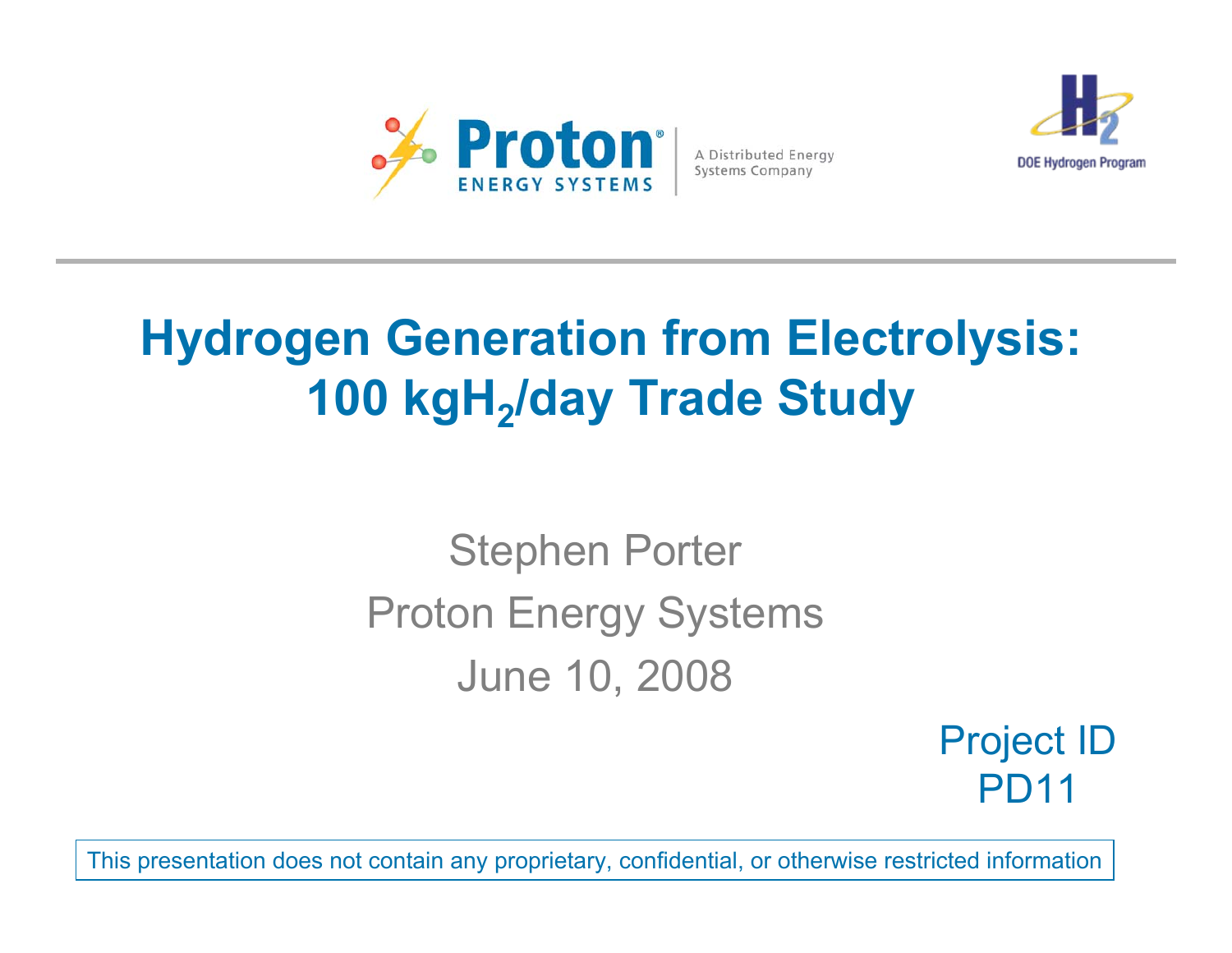Proton ENERGY SYSTEMS

A Distributed Energy Systems Company

DOE Hydrogen Program

# Hydrogen Generation from Electrolysis: 100 kg$H_2$/day Trade Study

Stephen Porter

Proton Energy Systems

June 10, 2008

Project ID PD11

This presentation does not contain any proprietary, confidential, or otherwise restricted information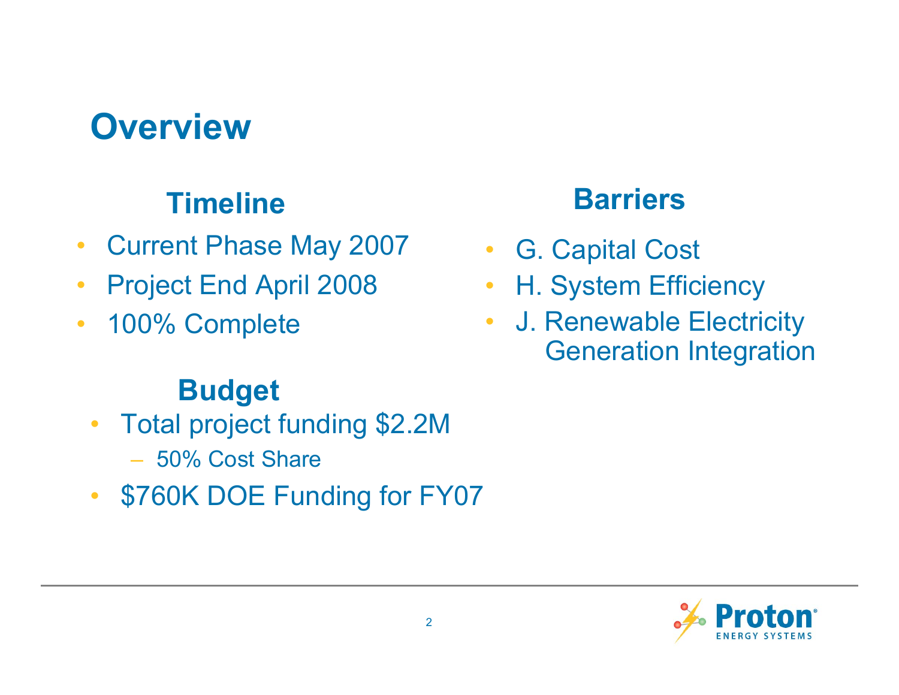# Overview

## Timeline

- Current Phase May 2007
- Project End April 2008
- 100% Complete

## Budget

- Total project funding $2.2M
  - 50% Cost Share
- $760K DOE Funding for FY07

## Barriers

- G. Capital Cost
- H. System Efficiency
- J. Renewable Electricity Generation Integration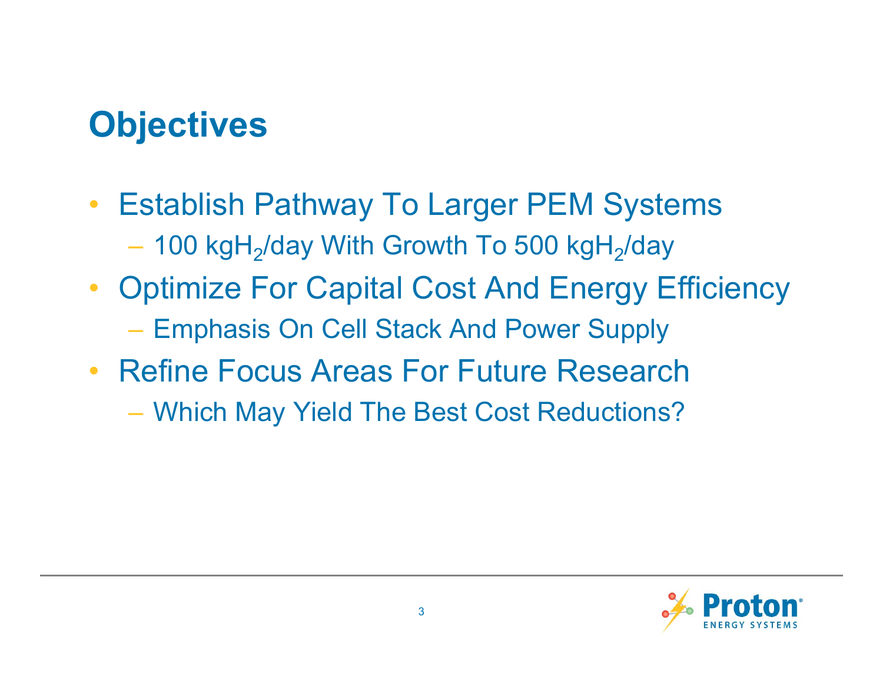# Objectives

- Establish Pathway To Larger PEM Systems
  - 100 kg$H_2$/day With Growth To 500 kg$H_2$/day
- Optimize For Capital Cost And Energy Efficiency
  - Emphasis On Cell Stack And Power Supply
- Refine Focus Areas For Future Research
  - Which May Yield The Best Cost Reductions?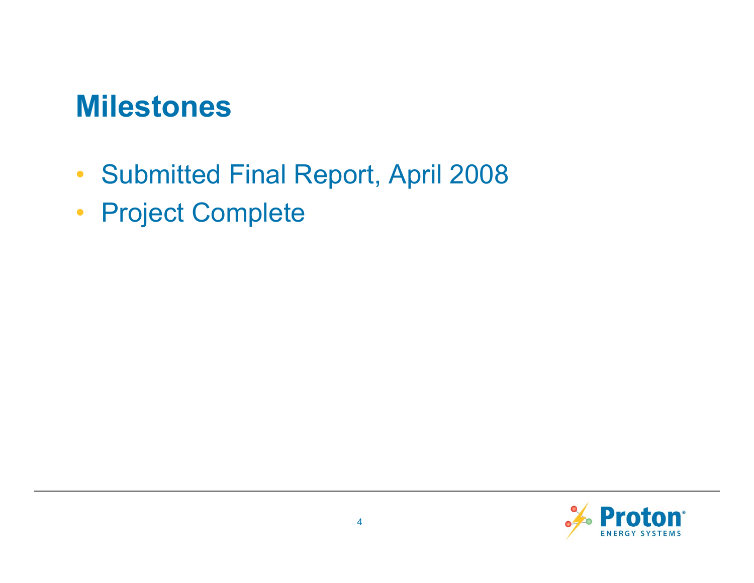# Milestones

- Submitted Final Report, April 2008
- Project Complete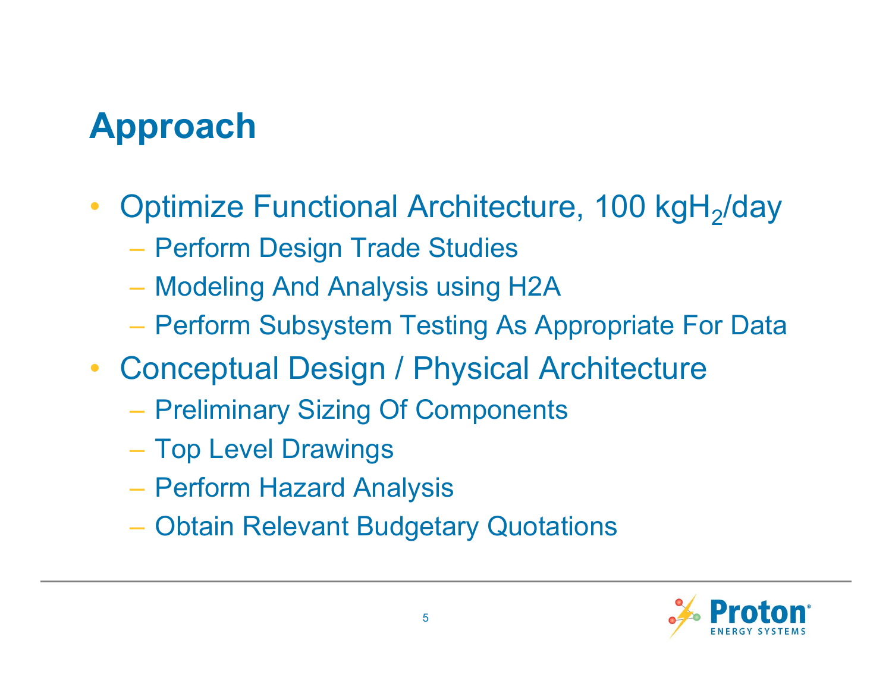# Approach

- Optimize Functional Architecture, 100 kg$H_2$/day
  - Perform Design Trade Studies
  - Modeling And Analysis using H2A
  - Perform Subsystem Testing As Appropriate For Data
- Conceptual Design / Physical Architecture
  - Preliminary Sizing Of Components
  - Top Level Drawings
  - Perform Hazard Analysis
  - Obtain Relevant Budgetary Quotations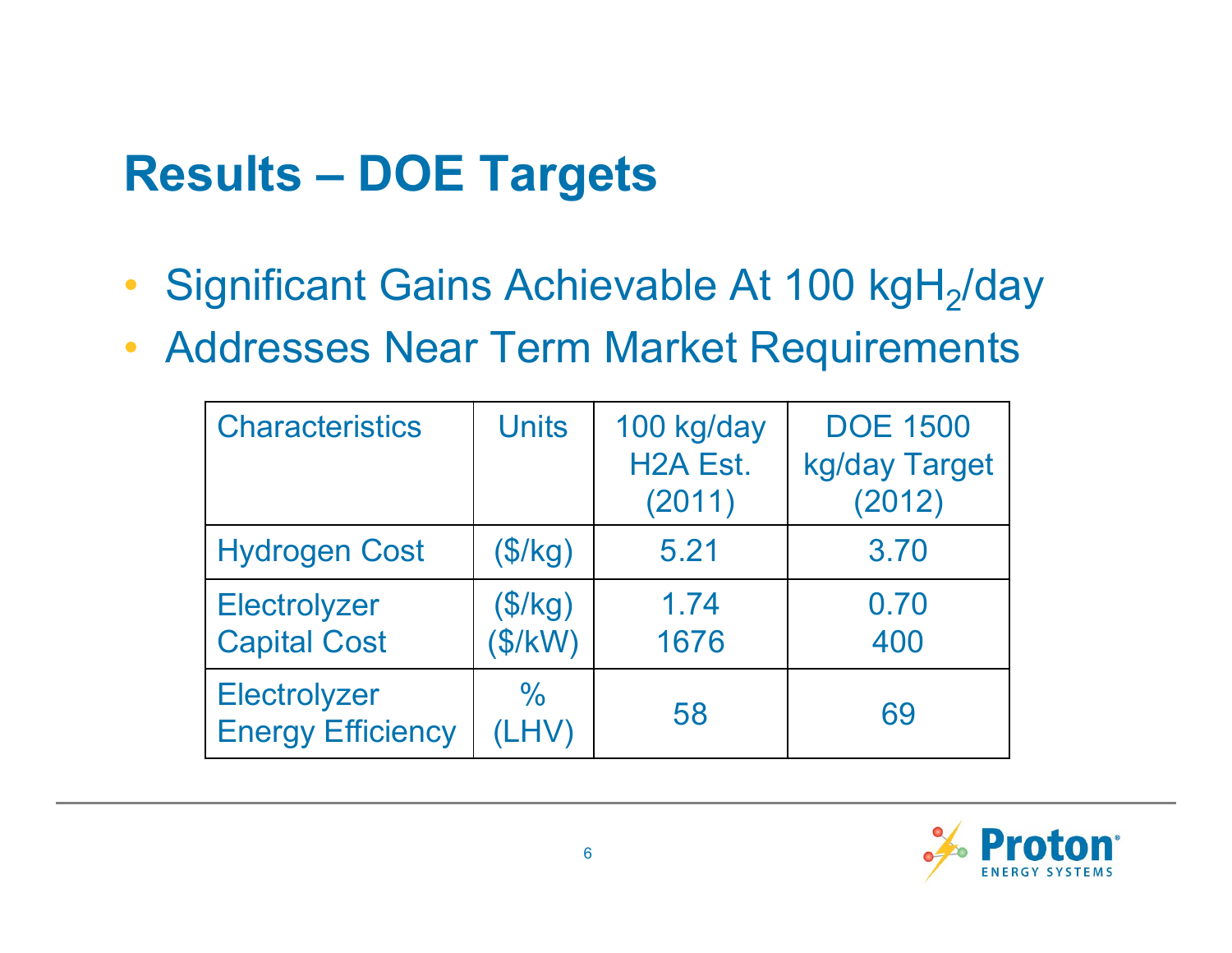# Results – DOE Targets

- Significant Gains Achievable At 100 kg$H_2$/day
- Addresses Near Term Market Requirements

| Characteristics | Units | 100 kg/day H2A Est. (2011) | DOE 1500 kg/day Target (2012) |
|---|---|---|---|
| Hydrogen Cost | ($/kg) | 5.21 | 3.70 |
| Electrolyzer Capital Cost | ($/kg)<br>($/kW) | 1.74<br>1676 | 0.70<br>400 |
| Electrolyzer Energy Efficiency | % (LHV) | 58 | 69 |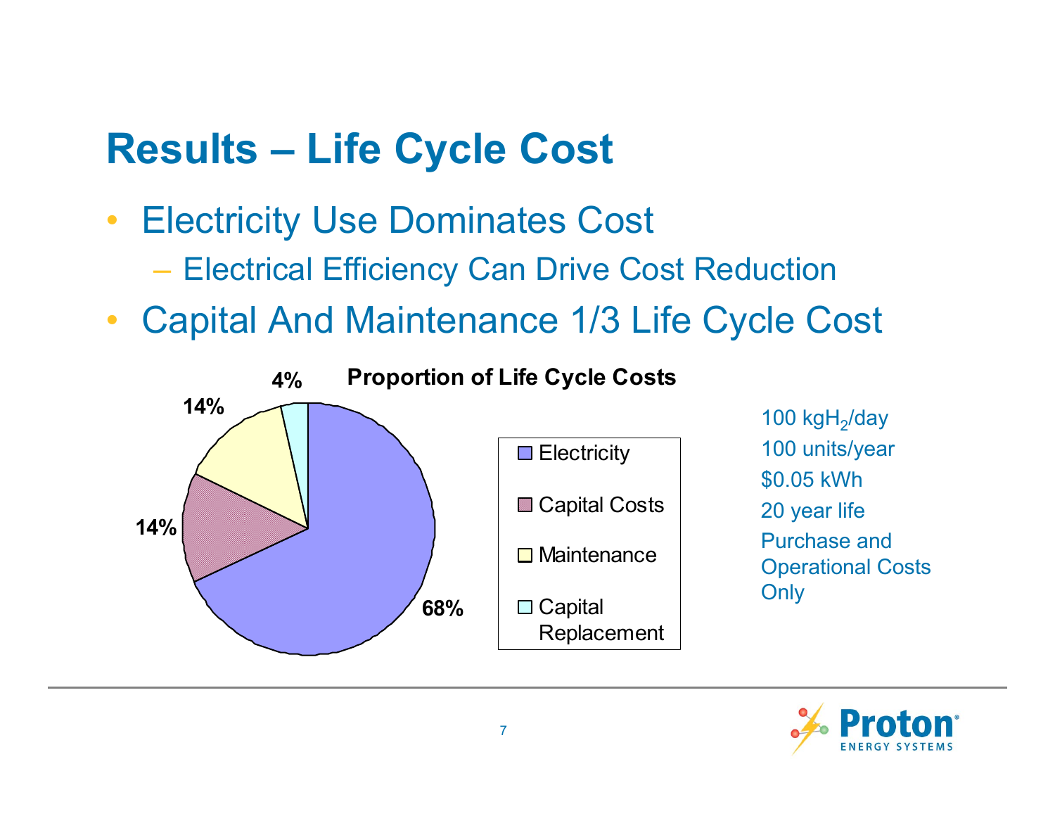# Results – Life Cycle Cost

- Electricity Use Dominates Cost
  - Electrical Efficiency Can Drive Cost Reduction
- Capital And Maintenance 1/3 Life Cycle Cost

**Proportion of Life Cycle Costs**

| Category | Proportion |
|---|---|
| Electricity | 68% |
| Capital Costs | 14% |
| Maintenance | 14% |
| Capital Replacement | 4% |

100 $kgH_2$/day
100 units/year
$0.05 kWh
20 year life
Purchase and Operational Costs Only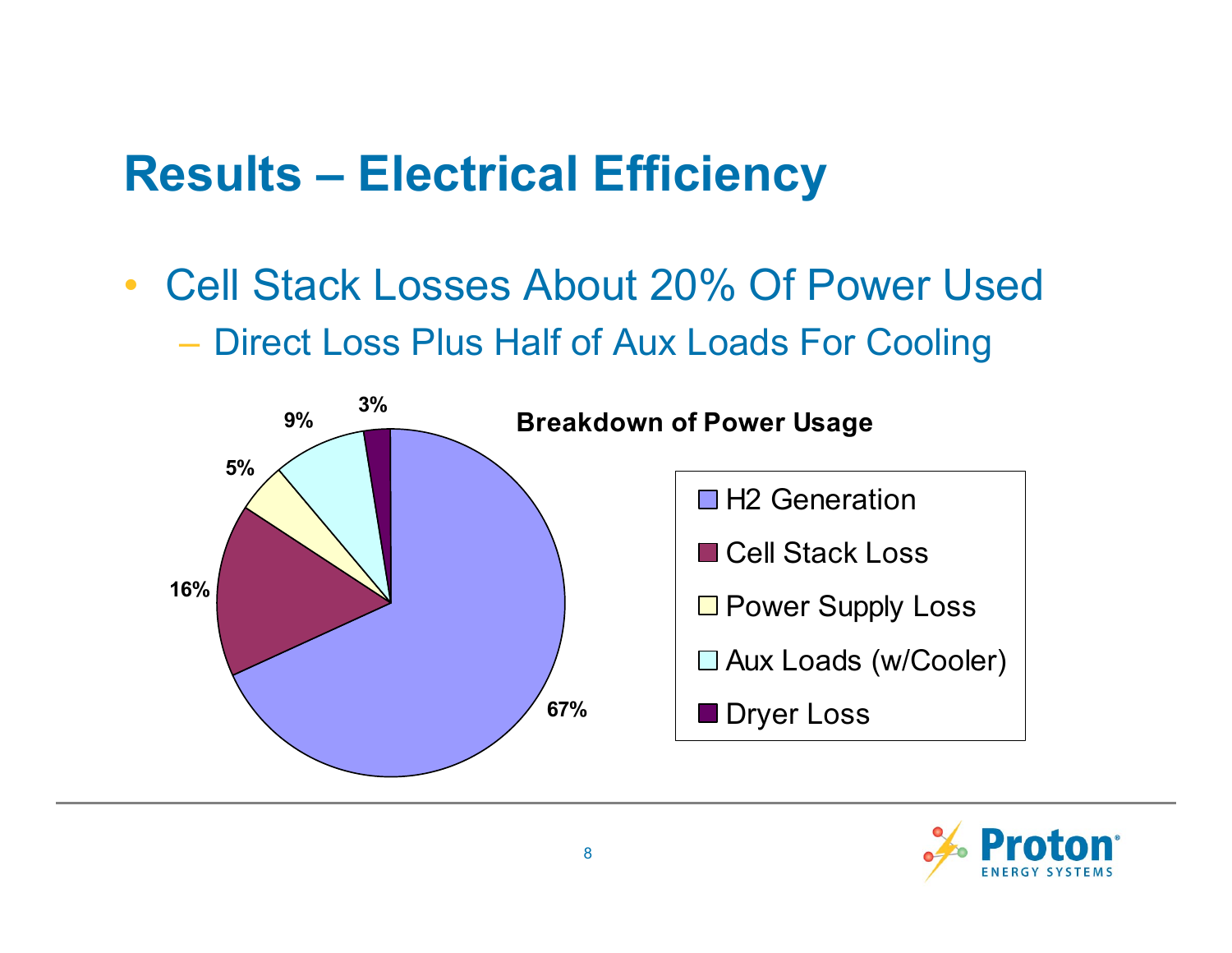# Results – Electrical Efficiency

- Cell Stack Losses About 20% Of Power Used
  - Direct Loss Plus Half of Aux Loads For Cooling

**Breakdown of Power Usage**

| Category | Share |
|---|---|
| H2 Generation | 67% |
| Cell Stack Loss | 16% |
| Power Supply Loss | 5% |
| Aux Loads (w/Cooler) | 9% |
| Dryer Loss | 3% |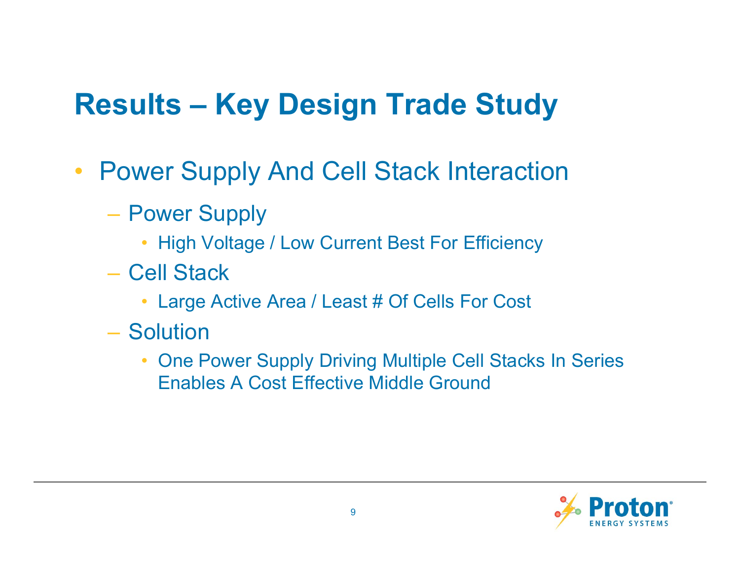# Results – Key Design Trade Study

- Power Supply And Cell Stack Interaction
  - Power Supply
    - High Voltage / Low Current Best For Efficiency
  - Cell Stack
    - Large Active Area / Least # Of Cells For Cost
  - Solution
    - One Power Supply Driving Multiple Cell Stacks In Series Enables A Cost Effective Middle Ground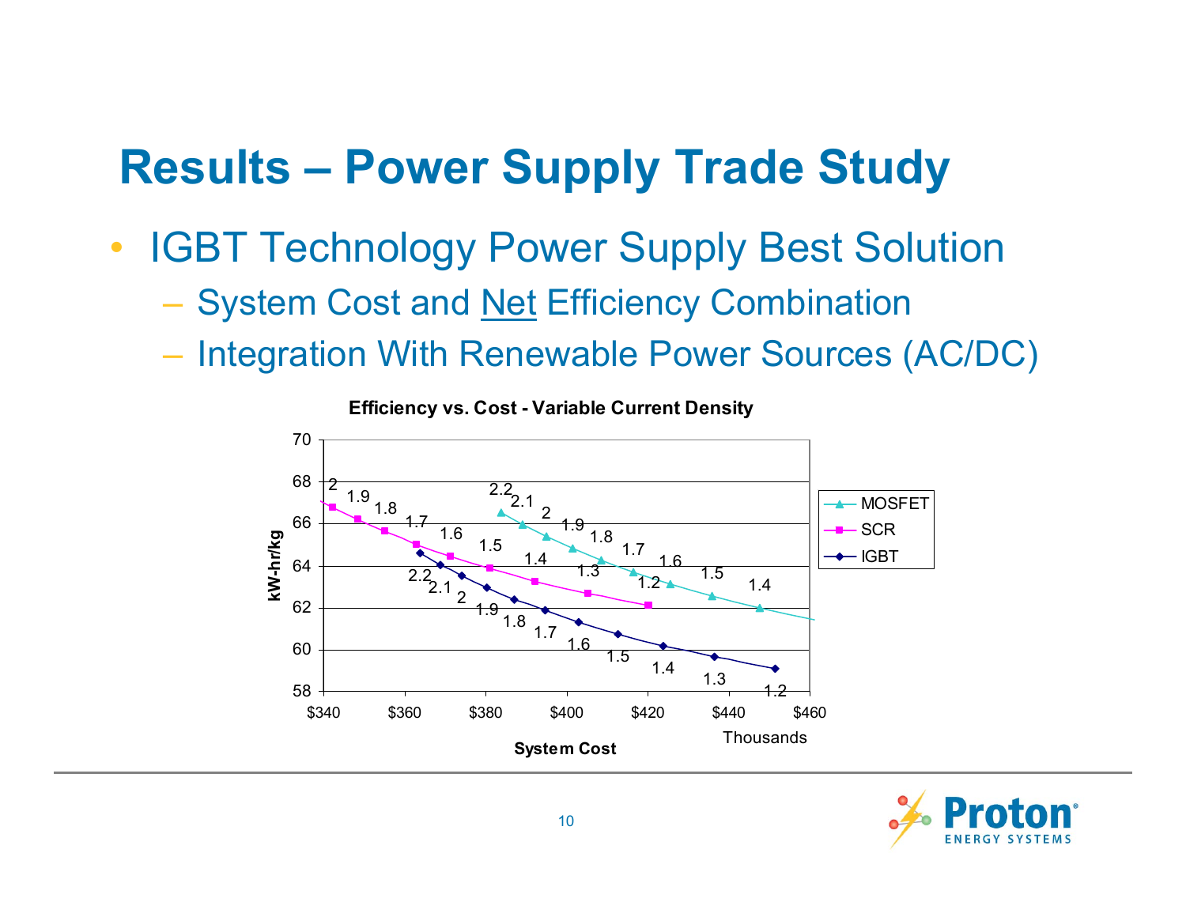# Results – Power Supply Trade Study

- IGBT Technology Power Supply Best Solution
  - System Cost and Net Efficiency Combination
  - Integration With Renewable Power Sources (AC/DC)

**Efficiency vs. Cost - Variable Current Density**

Y-axis: kW-hr/kg (58 to 70). X-axis: System Cost ($340 to $460, Thousands).

Legend: MOSFET, SCR, IGBT

- MOSFET: labeled points 2.2, 2.1, 2, 1.9, 1.8, 1.7, 1.6, 1.5, 1.4
- SCR: labeled points 2, 1.9, 1.8, 1.7, 1.6, 1.5, 1.4, 1.3, 1.2
- IGBT: labeled points 2.2, 2.1, 2, 1.9, 1.8, 1.7, 1.6, 1.5, 1.4, 1.3, 1.2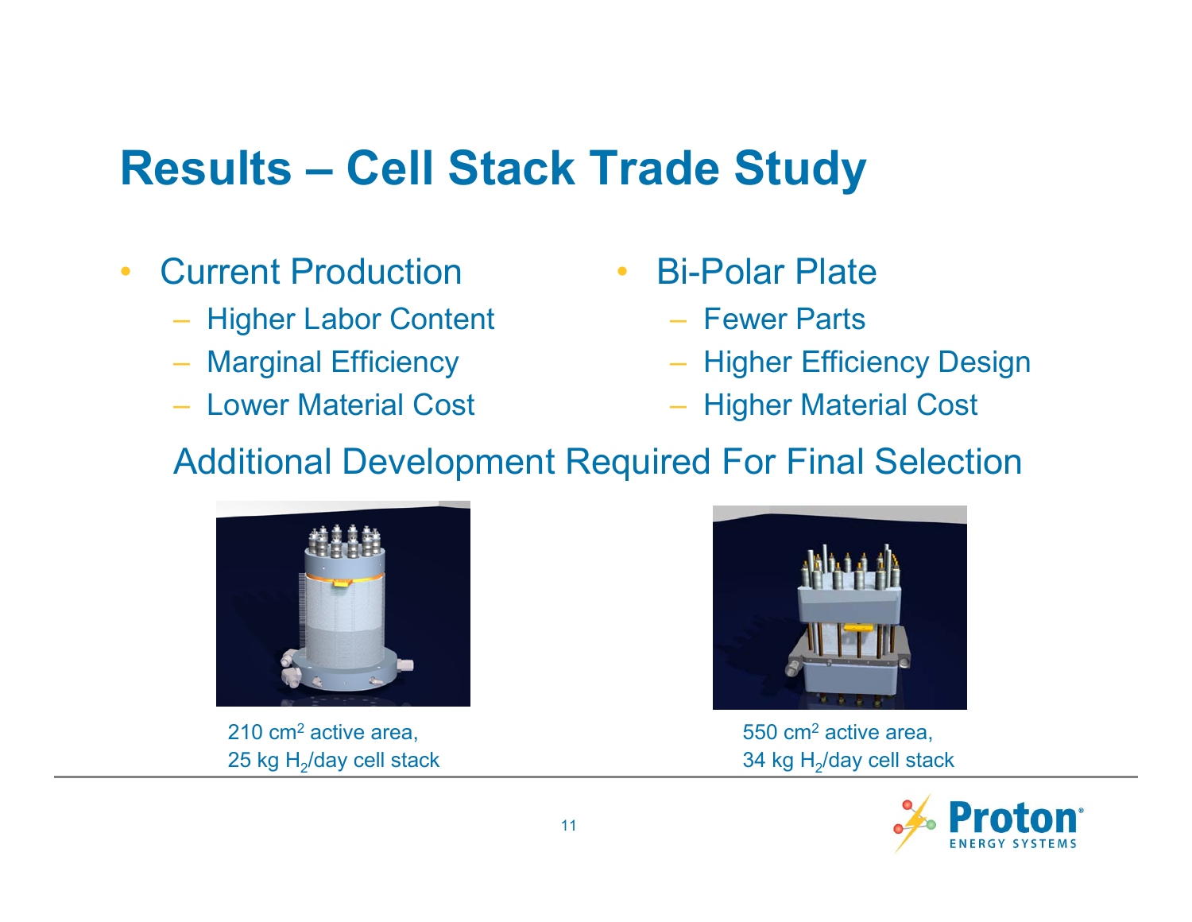# Results – Cell Stack Trade Study

- Current Production
  - Higher Labor Content
  - Marginal Efficiency
  - Lower Material Cost
- Bi-Polar Plate
  - Fewer Parts
  - Higher Efficiency Design
  - Higher Material Cost

Additional Development Required For Final Selection

210 $cm^2$ active area,
25 kg $H_2$/day cell stack

550 $cm^2$ active area,
34 kg $H_2$/day cell stack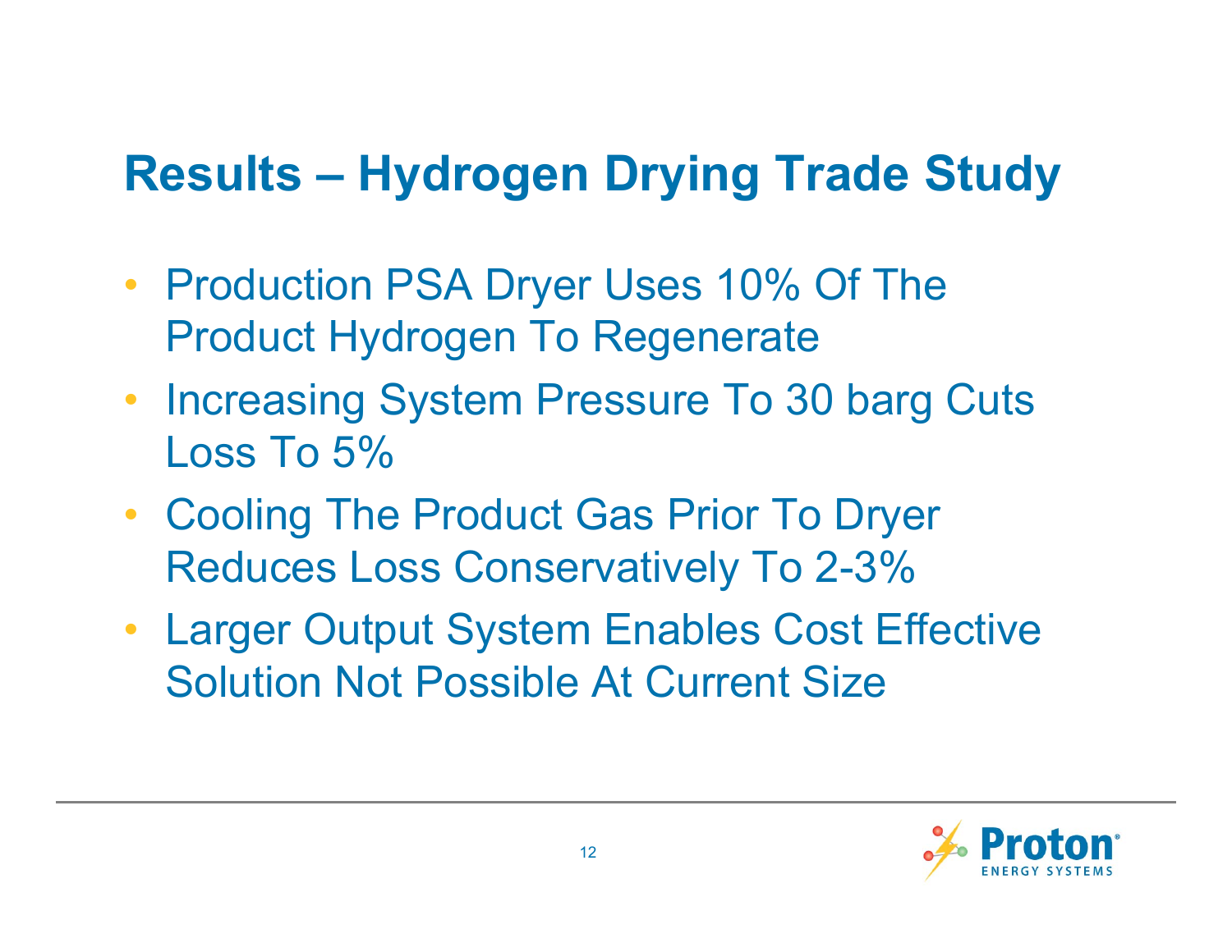# Results – Hydrogen Drying Trade Study

- Production PSA Dryer Uses 10% Of The Product Hydrogen To Regenerate
- Increasing System Pressure To 30 barg Cuts Loss To 5%
- Cooling The Product Gas Prior To Dryer Reduces Loss Conservatively To 2-3%
- Larger Output System Enables Cost Effective Solution Not Possible At Current Size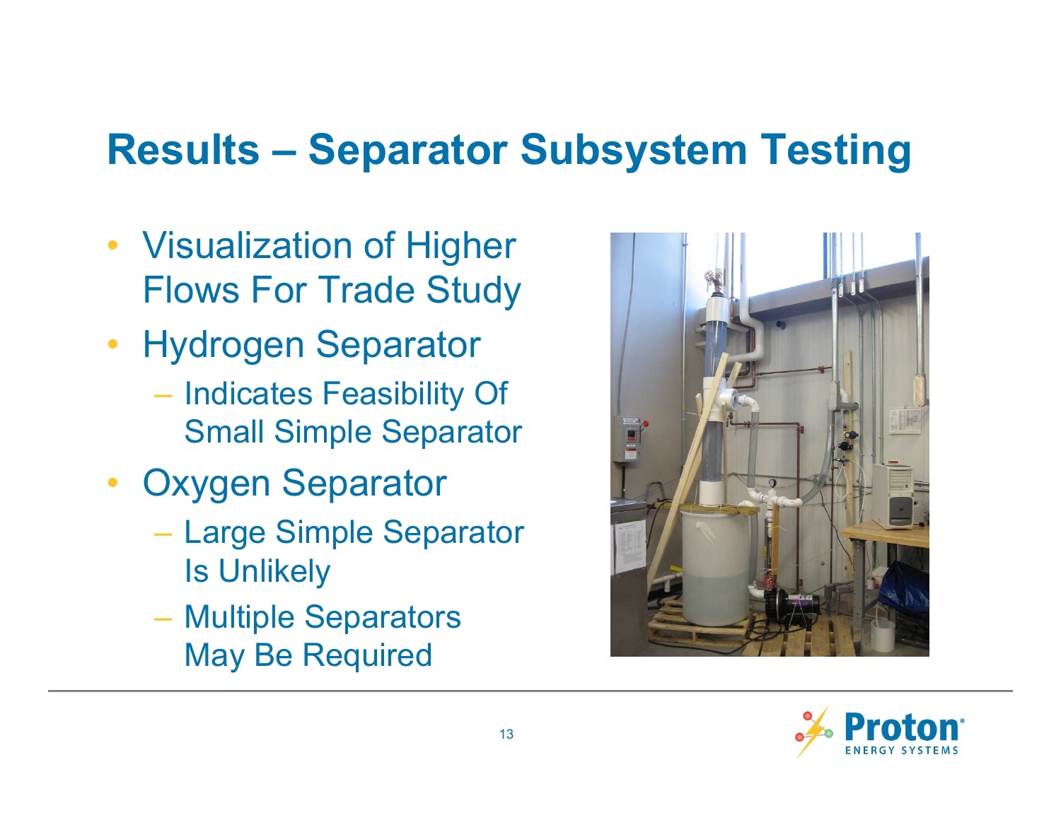# Results – Separator Subsystem Testing

- Visualization of Higher Flows For Trade Study
- Hydrogen Separator
  - Indicates Feasibility Of Small Simple Separator
- Oxygen Separator
  - Large Simple Separator Is Unlikely
  - Multiple Separators May Be Required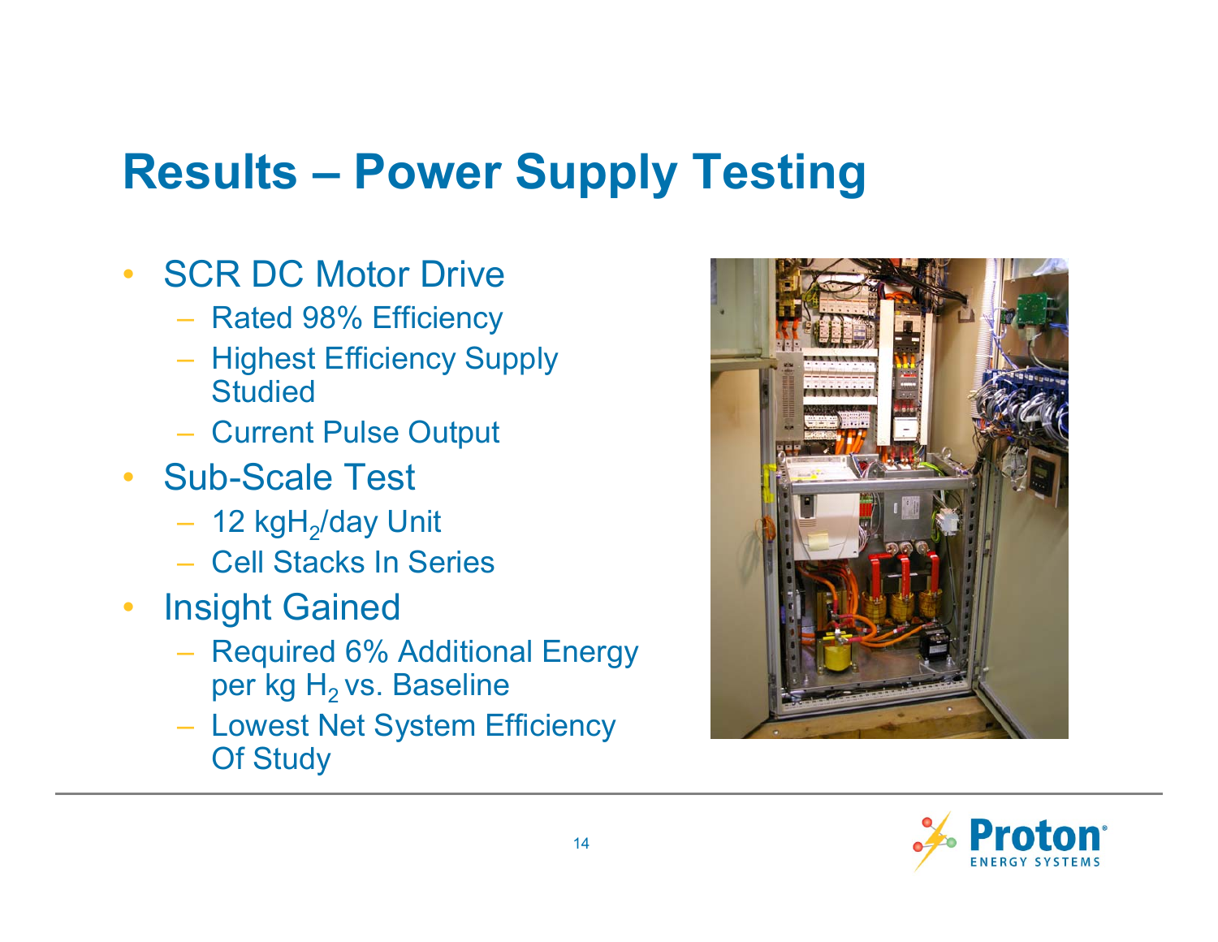# Results – Power Supply Testing

- SCR DC Motor Drive
  - Rated 98% Efficiency
  - Highest Efficiency Supply Studied
  - Current Pulse Output
- Sub-Scale Test
  - 12 kg$H_2$/day Unit
  - Cell Stacks In Series
- Insight Gained
  - Required 6% Additional Energy per kg $H_2$ vs. Baseline
  - Lowest Net System Efficiency Of Study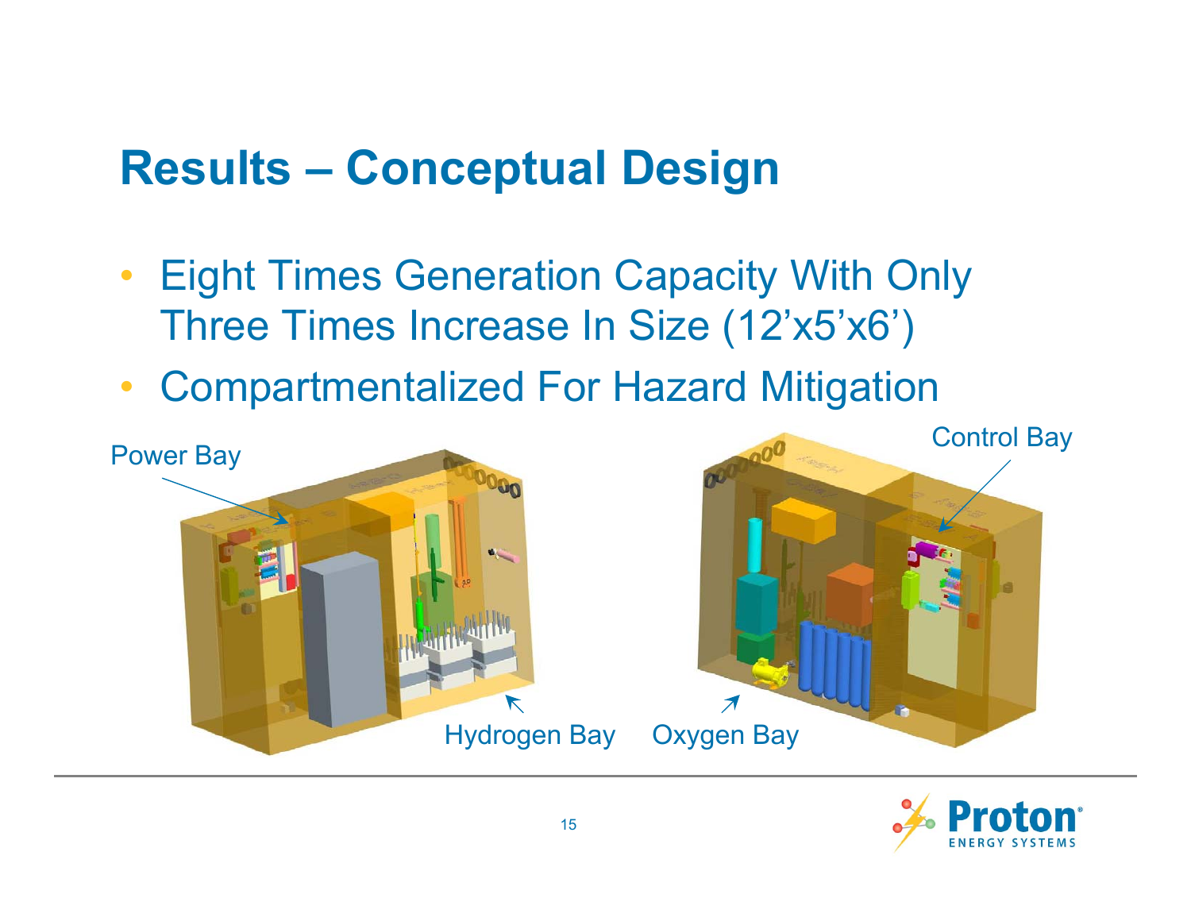# Results – Conceptual Design

- Eight Times Generation Capacity With Only Three Times Increase In Size (12'x5'x6')
- Compartmentalized For Hazard Mitigation

Power Bay

Hydrogen Bay

Oxygen Bay

Control Bay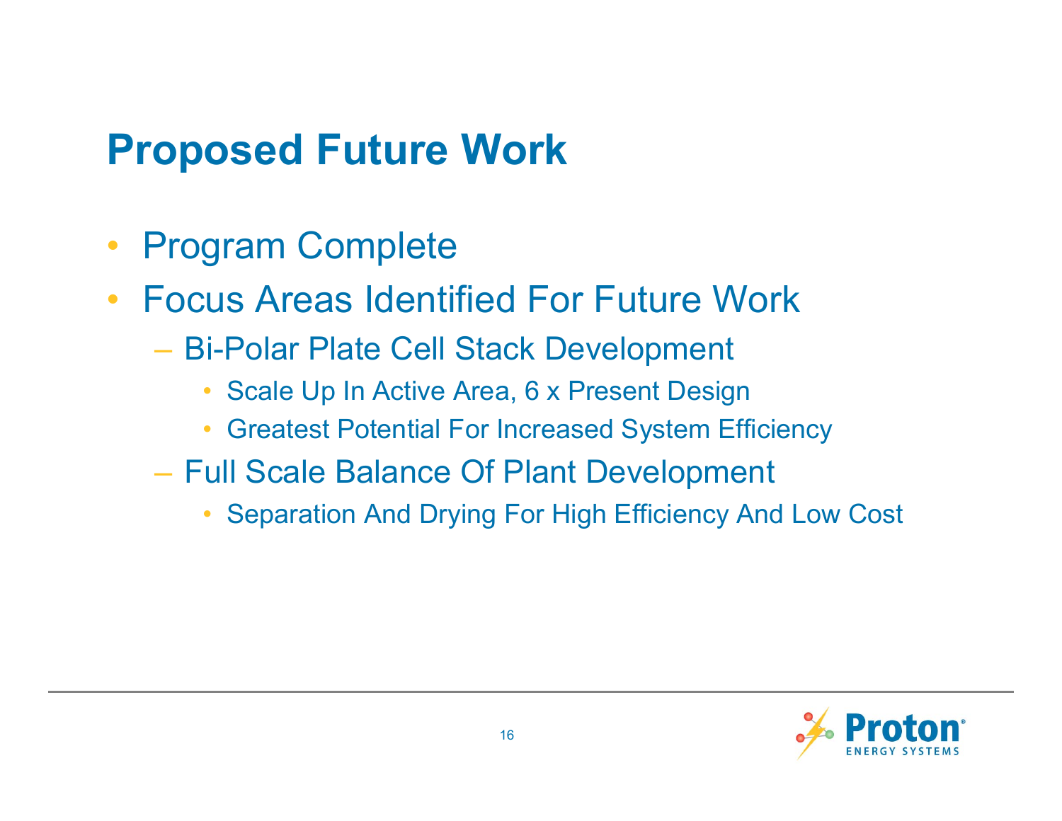# Proposed Future Work

- Program Complete
- Focus Areas Identified For Future Work
  - Bi-Polar Plate Cell Stack Development
    - Scale Up In Active Area, 6 x Present Design
    - Greatest Potential For Increased System Efficiency
  - Full Scale Balance Of Plant Development
    - Separation And Drying For High Efficiency And Low Cost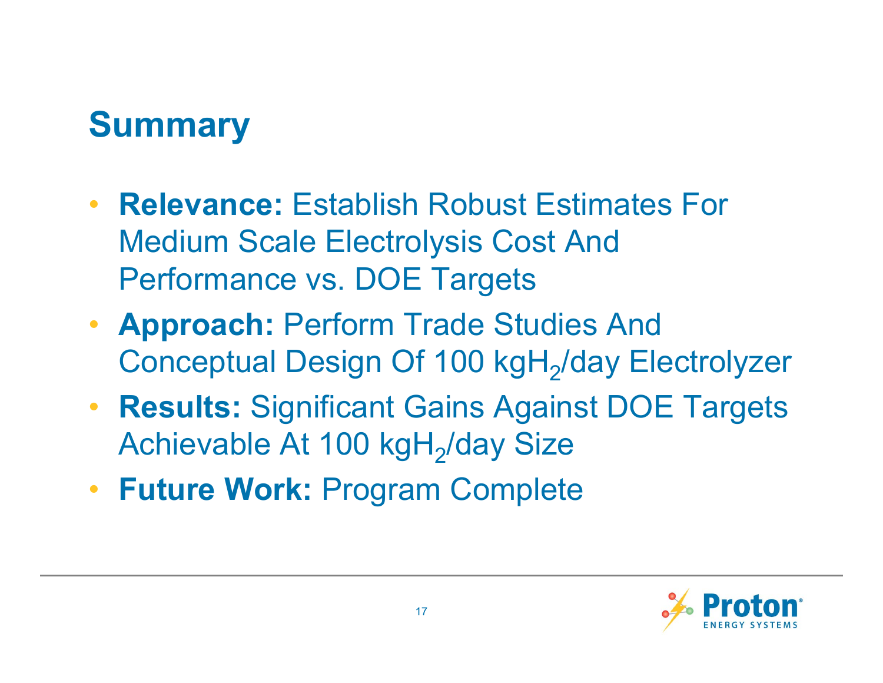# Summary

- **Relevance:** Establish Robust Estimates For Medium Scale Electrolysis Cost And Performance vs. DOE Targets
- **Approach:** Perform Trade Studies And Conceptual Design Of 100 kg$H_2$/day Electrolyzer
- **Results:** Significant Gains Against DOE Targets Achievable At 100 kg$H_2$/day Size
- **Future Work:** Program Complete